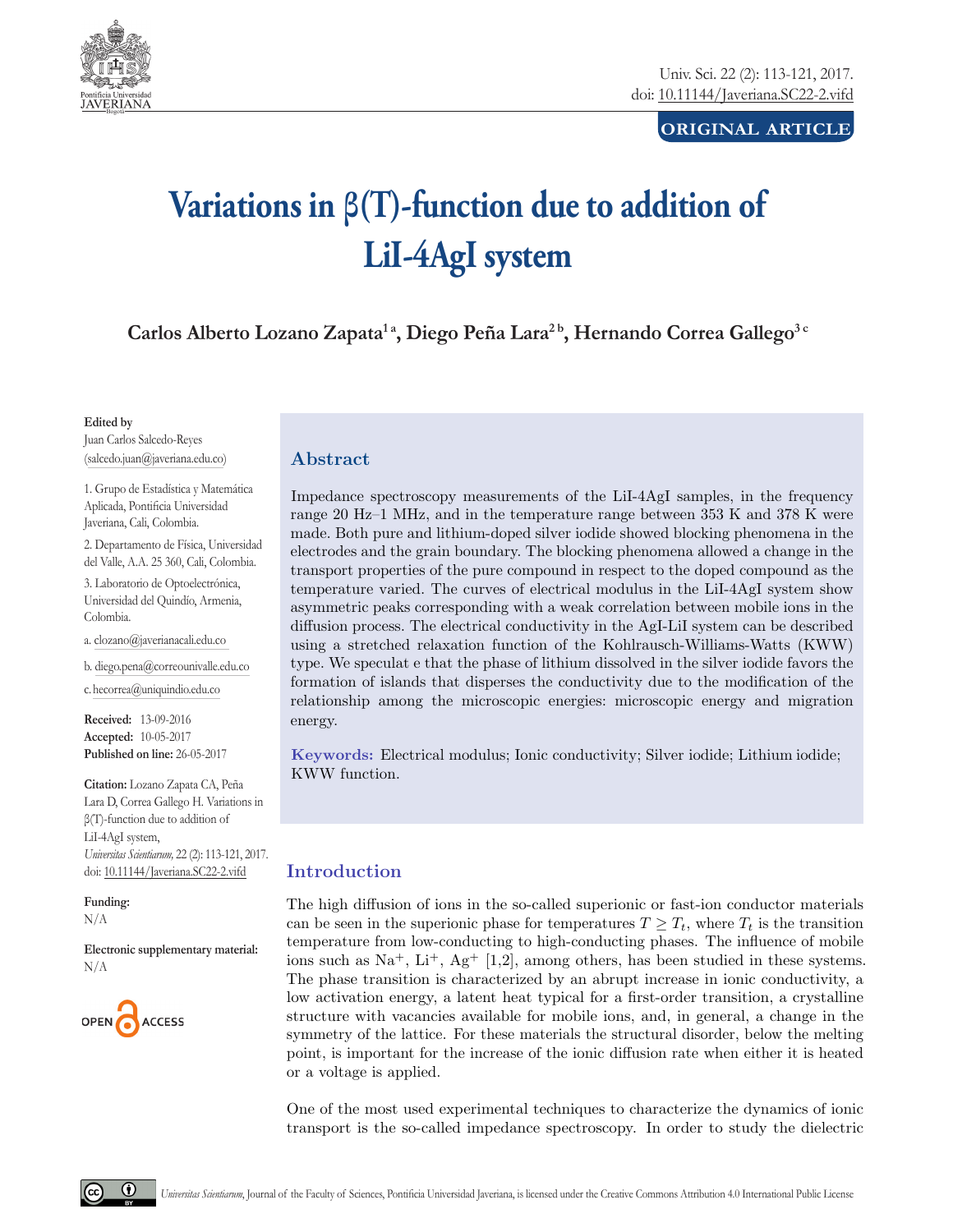ORIGINAL ARTICLE

# Variations in β(T)-function due to addition of LiI-4AgI system

**Carlos Alberto Lozano Zapata[1 a], Diego Peña Lara[2 b], Hernando Correa Gallego[3 c]**

**Edited by**
Juan Carlos Salcedo-Reyes
(salcedo.juan@javeriana.edu.co)

1. Grupo de Estadística y Matemática Aplicada, Pontificia Universidad Javeriana, Cali, Colombia.

2. Departamento de Física, Universidad del Valle, A.A. 25 360, Cali, Colombia.

3. Laboratorio de Optoelectrónica, Universidad del Quindío, Armenia, Colombia.

a. clozano@javerianacali.edu.co

b. diego.pena@correounivalle.edu.co

c. hecorrea@uniquindio.edu.co

**Received:** 13-09-2016
**Accepted:** 10-05-2017
**Published on line:** 26-05-2017

**Citation:** Lozano Zapata CA, Peña Lara D, Correa Gallego H. Variations in β(T)-function due to addition of LiI-4AgI system, *Universitas Scientiarum,* 22 (2): 113-121, 2017. doi: 10.11144/Javeriana.SC22-2.vifd

**Funding:**
N/A

**Electronic supplementary material:**
N/A

## Abstract

Impedance spectroscopy measurements of the LiI-4AgI samples, in the frequency range 20 Hz–1 MHz, and in the temperature range between 353 K and 378 K were made. Both pure and lithium-doped silver iodide showed blocking phenomena in the electrodes and the grain boundary. The blocking phenomena allowed a change in the transport properties of the pure compound in respect to the doped compound as the temperature varied. The curves of electrical modulus in the LiI-4AgI system show asymmetric peaks corresponding with a weak correlation between mobile ions in the diffusion process. The electrical conductivity in the AgI-LiI system can be described using a stretched relaxation function of the Kohlrausch-Williams-Watts (KWW) type. We speculat e that the phase of lithium dissolved in the silver iodide favors the formation of islands that disperses the conductivity due to the modification of the relationship among the microscopic energies: microscopic energy and migration energy.

**Keywords:** Electrical modulus; Ionic conductivity; Silver iodide; Lithium iodide; KWW function.

## Introduction

The high diffusion of ions in the so-called superionic or fast-ion conductor materials can be seen in the superionic phase for temperatures $T \geq T_t$, where $T_t$ is the transition temperature from low-conducting to high-conducting phases. The influence of mobile ions such as $Na^+$, $Li^+$, $Ag^+$ [1,2], among others, has been studied in these systems. The phase transition is characterized by an abrupt increase in ionic conductivity, a low activation energy, a latent heat typical for a first-order transition, a crystalline structure with vacancies available for mobile ions, and, in general, a change in the symmetry of the lattice. For these materials the structural disorder, below the melting point, is important for the increase of the ionic diffusion rate when either it is heated or a voltage is applied.

One of the most used experimental techniques to characterize the dynamics of ionic transport is the so-called impedance spectroscopy. In order to study the dielectric

*Universitas Scientiarum*, Journal of the Faculty of Sciences, Pontificia Universidad Javeriana, is licensed under the Creative Commons Attribution 4.0 International Public License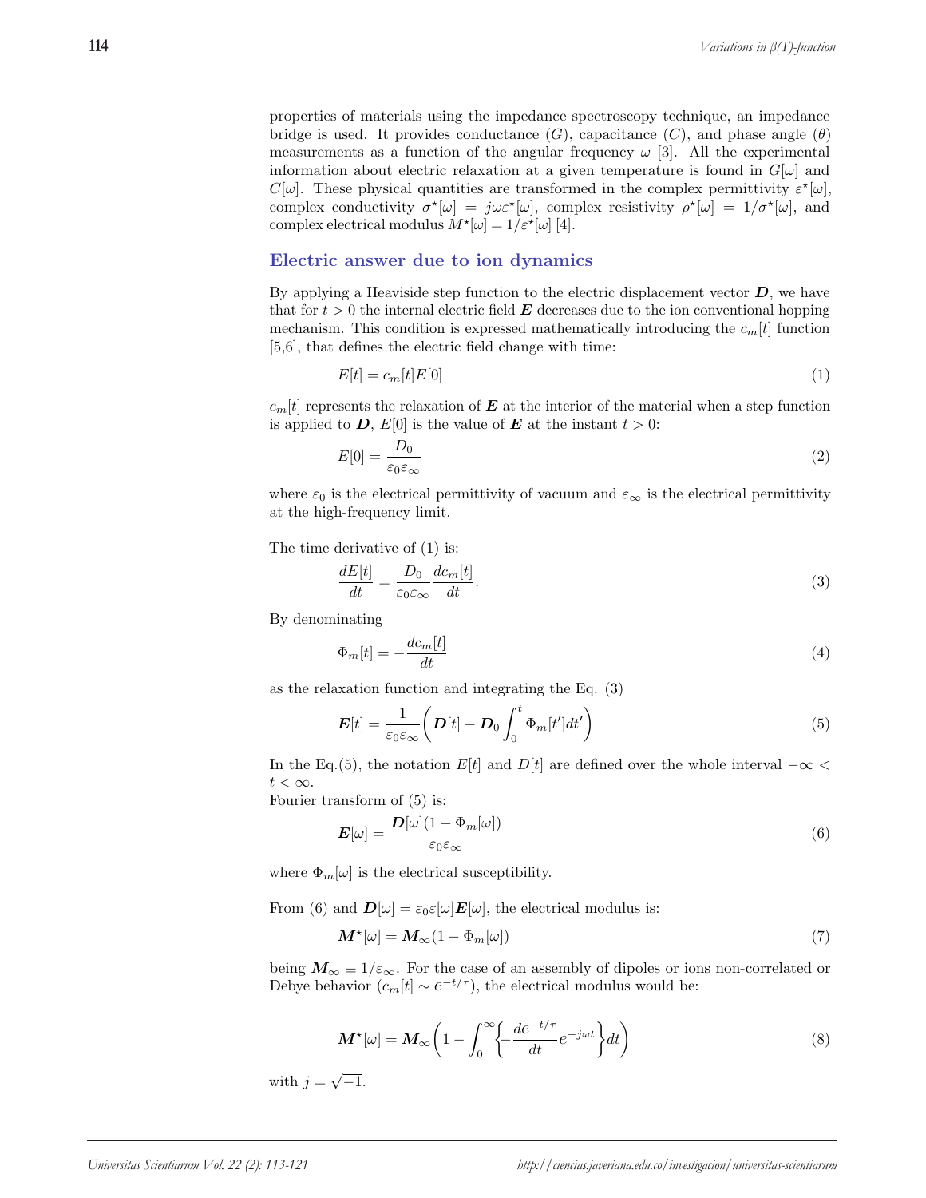properties of materials using the impedance spectroscopy technique, an impedance bridge is used. It provides conductance ($G$), capacitance ($C$), and phase angle ($\theta$) measurements as a function of the angular frequency $\omega$ [3]. All the experimental information about electric relaxation at a given temperature is found in $G[\omega]$ and $C[\omega]$. These physical quantities are transformed in the complex permittivity $\varepsilon^\star[\omega]$, complex conductivity $\sigma^\star[\omega] = j\omega\varepsilon^\star[\omega]$, complex resistivity $\rho^\star[\omega] = 1/\sigma^\star[\omega]$, and complex electrical modulus $M^\star[\omega] = 1/\varepsilon^\star[\omega]$ [4].

## Electric answer due to ion dynamics

By applying a Heaviside step function to the electric displacement vector $\boldsymbol{D}$, we have that for $t > 0$ the internal electric field $\boldsymbol{E}$ decreases due to the ion conventional hopping mechanism. This condition is expressed mathematically introducing the $c_m[t]$ function [5,6], that defines the electric field change with time:

$$E[t] = c_m[t]E[0] \tag{1}$$

$c_m[t]$ represents the relaxation of $\boldsymbol{E}$ at the interior of the material when a step function is applied to $\boldsymbol{D}$, $E[0]$ is the value of $\boldsymbol{E}$ at the instant $t > 0$:

$$E[0] = \frac{D_0}{\varepsilon_0\varepsilon_\infty} \tag{2}$$

where $\varepsilon_0$ is the electrical permittivity of vacuum and $\varepsilon_\infty$ is the electrical permittivity at the high-frequency limit.

The time derivative of (1) is:

$$\frac{dE[t]}{dt} = \frac{D_0}{\varepsilon_0\varepsilon_\infty}\frac{dc_m[t]}{dt}. \tag{3}$$

By denominating

$$\Phi_m[t] = -\frac{dc_m[t]}{dt} \tag{4}$$

as the relaxation function and integrating the Eq. (3)

$$\boldsymbol{E}[t] = \frac{1}{\varepsilon_0\varepsilon_\infty}\left(\boldsymbol{D}[t] - \boldsymbol{D}_0\int_0^t \Phi_m[t']dt'\right) \tag{5}$$

In the Eq.(5), the notation $E[t]$ and $D[t]$ are defined over the whole interval $-\infty < t < \infty$.
Fourier transform of (5) is:

$$\boldsymbol{E}[\omega] = \frac{\boldsymbol{D}[\omega](1 - \Phi_m[\omega])}{\varepsilon_0\varepsilon_\infty} \tag{6}$$

where $\Phi_m[\omega]$ is the electrical susceptibility.

From (6) and $\boldsymbol{D}[\omega] = \varepsilon_0\varepsilon[\omega]\boldsymbol{E}[\omega]$, the electrical modulus is:

$$\boldsymbol{M}^\star[\omega] = \boldsymbol{M}_\infty(1 - \Phi_m[\omega]) \tag{7}$$

being $\boldsymbol{M}_\infty \equiv 1/\varepsilon_\infty$. For the case of an assembly of dipoles or ions non-correlated or Debye behavior ($c_m[t] \sim e^{-t/\tau}$), the electrical modulus would be:

$$\boldsymbol{M}^\star[\omega] = \boldsymbol{M}_\infty\left(1 - \int_0^\infty\left\{-\frac{de^{-t/\tau}}{dt}e^{-j\omega t}\right\}dt\right) \tag{8}$$

with $j = \sqrt{-1}$.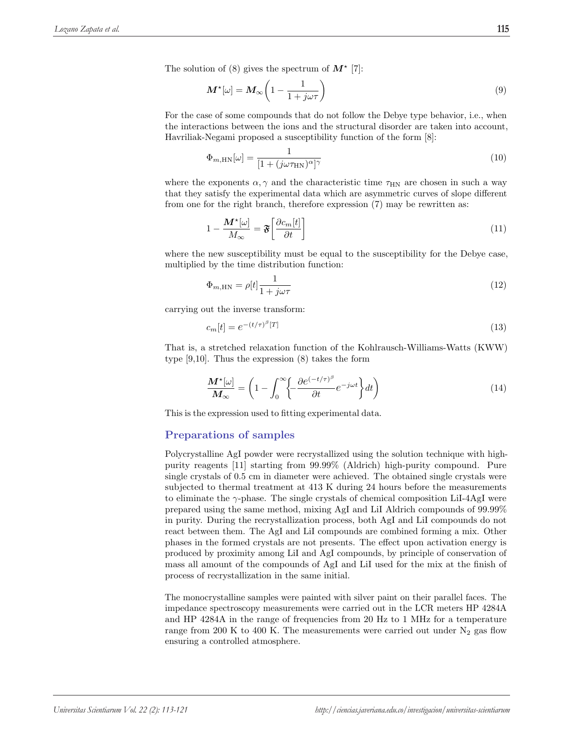The solution of (8) gives the spectrum of $\boldsymbol{M}^\star$ [7]:

$$\boldsymbol{M}^\star[\omega] = \boldsymbol{M}_\infty \left(1 - \frac{1}{1 + j\omega\tau}\right) \tag{9}$$

For the case of some compounds that do not follow the Debye type behavior, i.e., when the interactions between the ions and the structural disorder are taken into account, Havriliak-Negami proposed a susceptibility function of the form [8]:

$$\Phi_{m,\mathrm{HN}}[\omega] = \frac{1}{[1 + (j\omega\tau_{\mathrm{HN}})^\alpha]^\gamma} \tag{10}$$

where the exponents $\alpha, \gamma$ and the characteristic time $\tau_{\mathrm{HN}}$ are chosen in such a way that they satisfy the experimental data which are asymmetric curves of slope different from one for the right branch, therefore expression (7) may be rewritten as:

$$1 - \frac{\boldsymbol{M}^\star[\omega]}{M_\infty} = \mathfrak{F}\left[\frac{\partial c_m[t]}{\partial t}\right] \tag{11}$$

where the new susceptibility must be equal to the susceptibility for the Debye case, multiplied by the time distribution function:

$$\Phi_{m,\mathrm{HN}} = \rho[t]\frac{1}{1 + j\omega\tau} \tag{12}$$

carrying out the inverse transform:

$$c_m[t] = e^{-(t/\tau)^\beta[T]} \tag{13}$$

That is, a stretched relaxation function of the Kohlrausch-Williams-Watts (KWW) type [9,10]. Thus the expression (8) takes the form

$$\frac{\boldsymbol{M}^\star[\omega]}{\boldsymbol{M}_\infty} = \left(1 - \int_0^\infty \left\{-\frac{\partial e^{(-t/\tau)^\beta}}{\partial t} e^{-j\omega t}\right\} dt\right) \tag{14}$$

This is the expression used to fitting experimental data.

## Preparations of samples

Polycrystalline AgI powder were recrystallized using the solution technique with high-purity reagents [11] starting from 99.99% (Aldrich) high-purity compound. Pure single crystals of 0.5 cm in diameter were achieved. The obtained single crystals were subjected to thermal treatment at 413 K during 24 hours before the measurements to eliminate the $\gamma$-phase. The single crystals of chemical composition LiI-4AgI were prepared using the same method, mixing AgI and LiI Aldrich compounds of 99.99% in purity. During the recrystallization process, both AgI and LiI compounds do not react between them. The AgI and LiI compounds are combined forming a mix. Other phases in the formed crystals are not presents. The effect upon activation energy is produced by proximity among LiI and AgI compounds, by principle of conservation of mass all amount of the compounds of AgI and LiI used for the mix at the finish of process of recrystallization in the same initial.

The monocrystalline samples were painted with silver paint on their parallel faces. The impedance spectroscopy measurements were carried out in the LCR meters HP 4284A and HP 4284A in the range of frequencies from 20 Hz to 1 MHz for a temperature range from 200 K to 400 K. The measurements were carried out under $N_2$ gas flow ensuring a controlled atmosphere.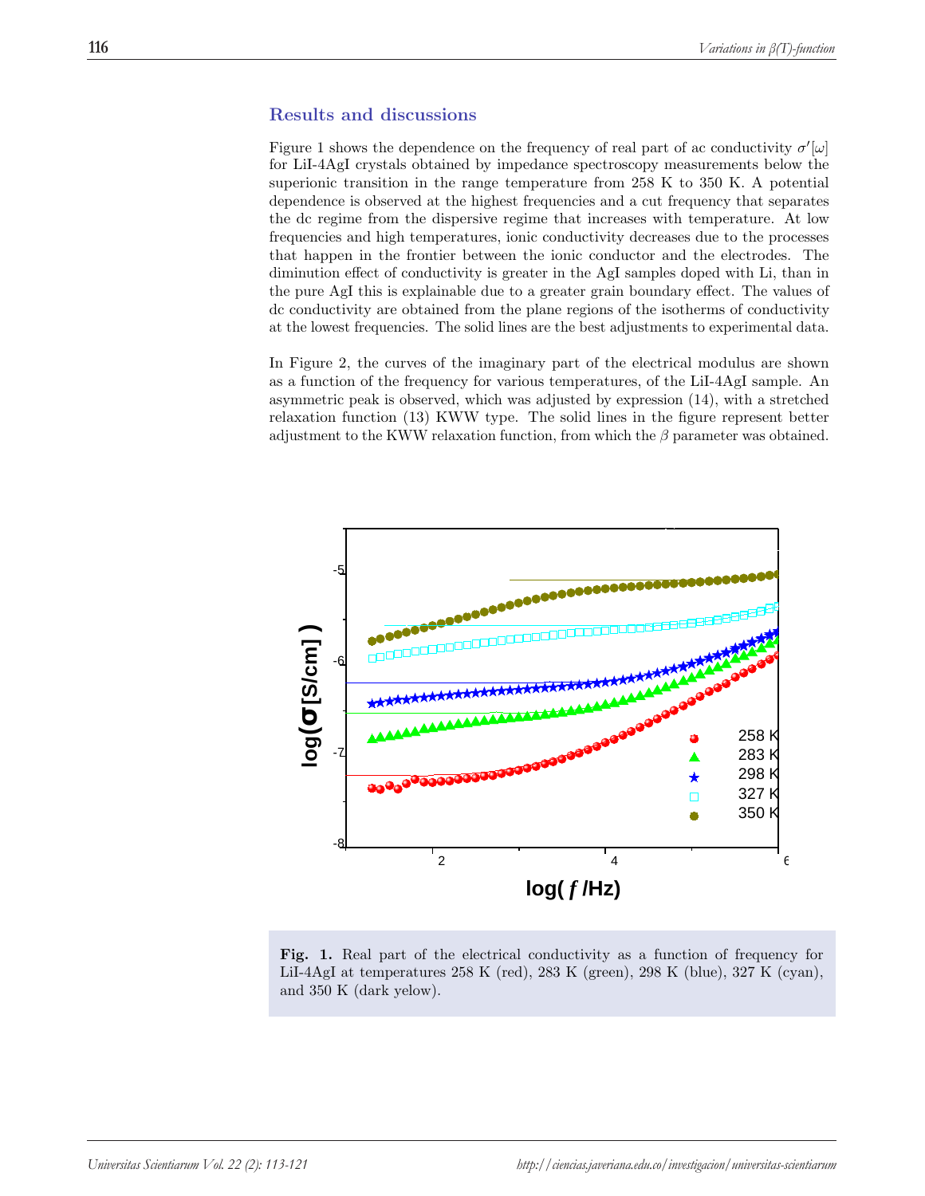## Results and discussions

Figure 1 shows the dependence on the frequency of real part of ac conductivity $\sigma'[\omega]$ for LiI-4AgI crystals obtained by impedance spectroscopy measurements below the superionic transition in the range temperature from 258 K to 350 K. A potential dependence is observed at the highest frequencies and a cut frequency that separates the dc regime from the dispersive regime that increases with temperature. At low frequencies and high temperatures, ionic conductivity decreases due to the processes that happen in the frontier between the ionic conductor and the electrodes. The diminution effect of conductivity is greater in the AgI samples doped with Li, than in the pure AgI this is explainable due to a greater grain boundary effect. The values of dc conductivity are obtained from the plane regions of the isotherms of conductivity at the lowest frequencies. The solid lines are the best adjustments to experimental data.

In Figure 2, the curves of the imaginary part of the electrical modulus are shown as a function of the frequency for various temperatures, of the LiI-4AgI sample. An asymmetric peak is observed, which was adjusted by expression (14), with a stretched relaxation function (13) KWW type. The solid lines in the figure represent better adjustment to the KWW relaxation function, from which the $\beta$ parameter was obtained.

**Fig. 1.** Real part of the electrical conductivity as a function of frequency for LiI-4AgI at temperatures 258 K (red), 283 K (green), 298 K (blue), 327 K (cyan), and 350 K (dark yelow).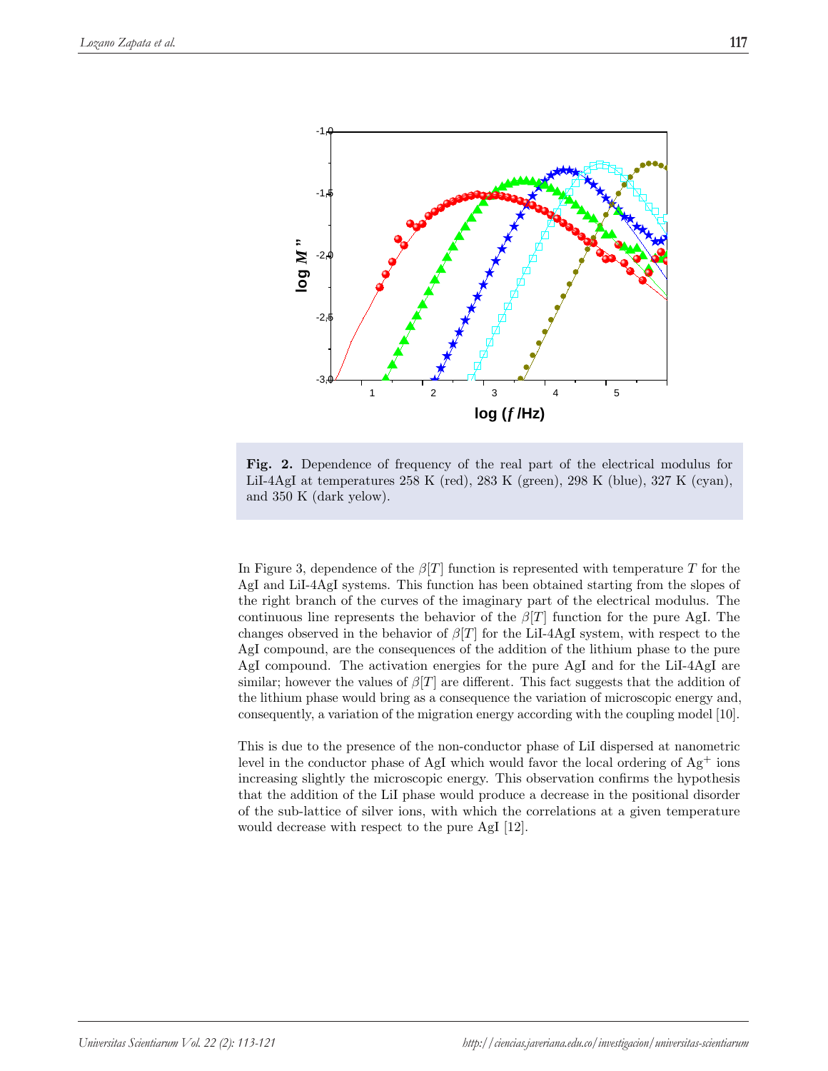**Fig. 2.** Dependence of frequency of the real part of the electrical modulus for LiI-4AgI at temperatures 258 K (red), 283 K (green), 298 K (blue), 327 K (cyan), and 350 K (dark yelow).

In Figure 3, dependence of the $\beta[T]$ function is represented with temperature $T$ for the AgI and LiI-4AgI systems. This function has been obtained starting from the slopes of the right branch of the curves of the imaginary part of the electrical modulus. The continuous line represents the behavior of the $\beta[T]$ function for the pure AgI. The changes observed in the behavior of $\beta[T]$ for the LiI-4AgI system, with respect to the AgI compound, are the consequences of the addition of the lithium phase to the pure AgI compound. The activation energies for the pure AgI and for the LiI-4AgI are similar; however the values of $\beta[T]$ are different. This fact suggests that the addition of the lithium phase would bring as a consequence the variation of microscopic energy and, consequently, a variation of the migration energy according with the coupling model [10].

This is due to the presence of the non-conductor phase of LiI dispersed at nanometric level in the conductor phase of AgI which would favor the local ordering of $Ag^+$ ions increasing slightly the microscopic energy. This observation confirms the hypothesis that the addition of the LiI phase would produce a decrease in the positional disorder of the sub-lattice of silver ions, with which the correlations at a given temperature would decrease with respect to the pure AgI [12].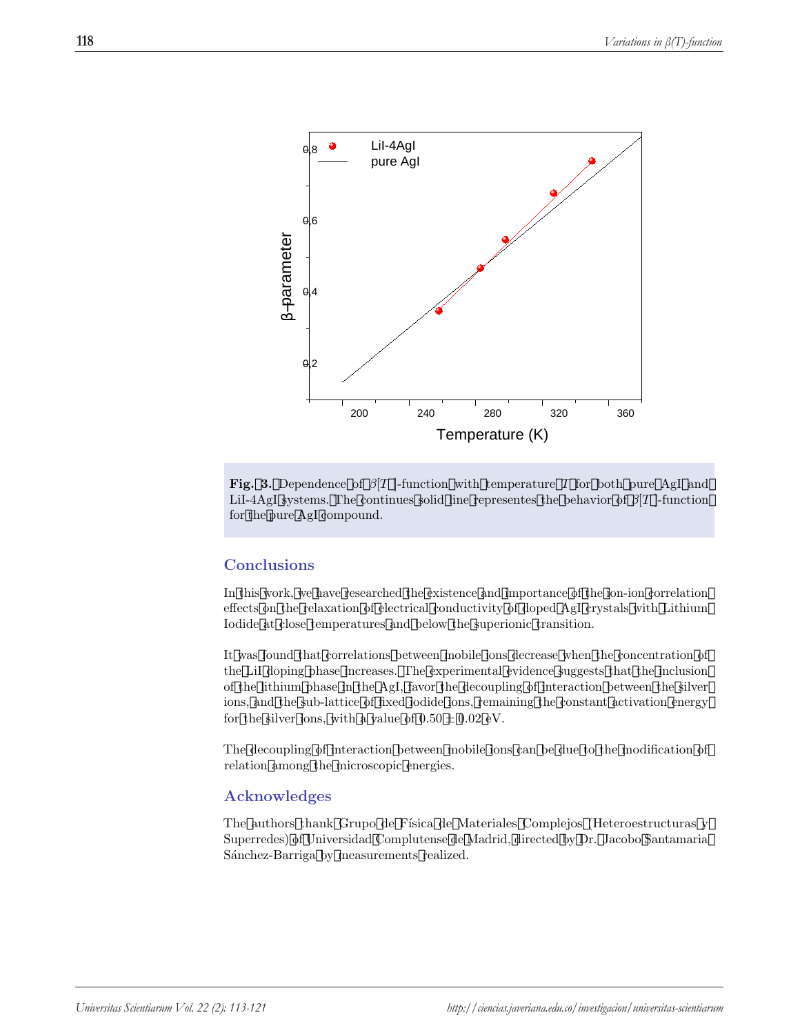**Fig. 3.** Dependence of $\beta[T]$-function with temperature $T$ for both pure AgI and LiI-4AgI systems. The continues solid line representes the behavior of $\beta[T]$-function for the pure AgI compound.

## Conclusions

In this work, we have researched the existence and importance of the ion-ion correlation effects on the relaxation of electrical conductivity of doped AgI crystals with Lithium Iodide at close temperatures and below the superionic transition.

It was found that correlations between mobile ions decrease when the concentration of the LiI doping phase increases. The experimental evidence suggests that the inclusion of the lithium phase in the AgI, favor the decoupling of interaction between the silver ions, and the sub-lattice of fixed iodide ions, remaining the constant activation energy for the silver ions, with a value of 0.50 ± 0.02 eV.

The decoupling of interaction between mobile ions can be due to the modification of relation among the microscopic energies.

## Acknowledges

The authors thank Grupo de Física de Materiales Complejos (Heteroestructuras y Superredes) of Universidad Complutense de Madrid, directed by Dr. Jacobo Santamaria Sánchez-Barriga by measurements realized.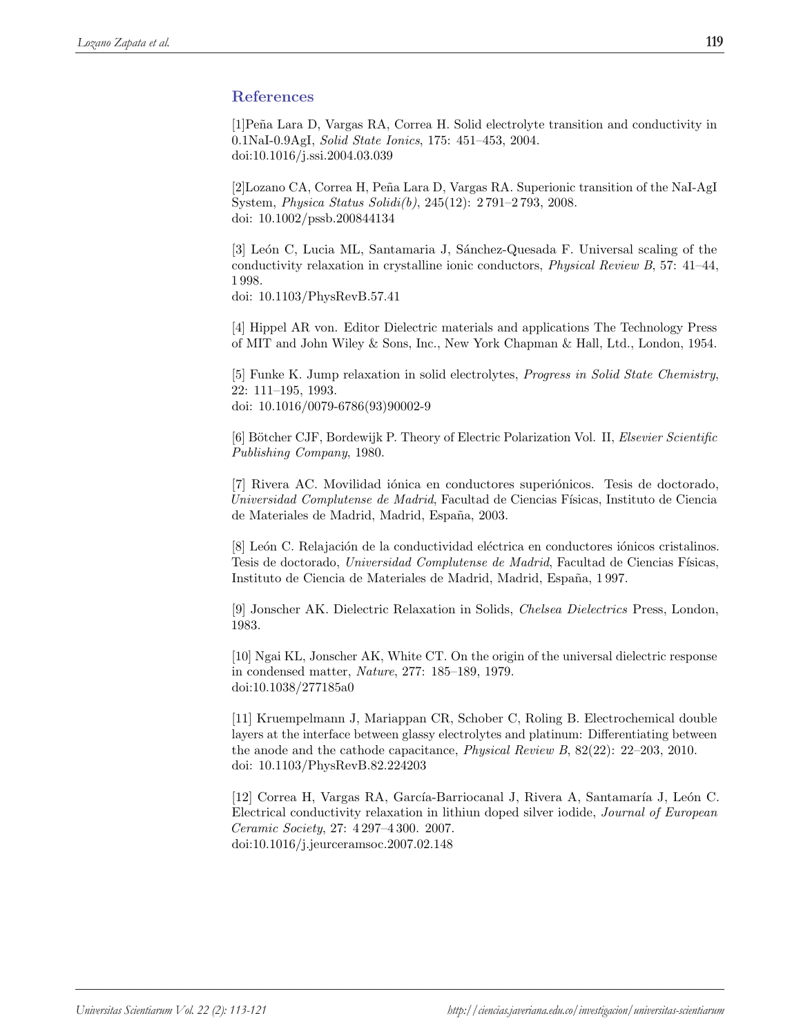## References

[1]Peña Lara D, Vargas RA, Correa H. Solid electrolyte transition and conductivity in 0.1NaI-0.9AgI, *Solid State Ionics*, 175: 451–453, 2004.
doi:10.1016/j.ssi.2004.03.039

[2]Lozano CA, Correa H, Peña Lara D, Vargas RA. Superionic transition of the NaI-AgI System, *Physica Status Solidi(b)*, 245(12): 2 791–2 793, 2008.
doi: 10.1002/pssb.200844134

[3] León C, Lucia ML, Santamaria J, Sánchez-Quesada F. Universal scaling of the conductivity relaxation in crystalline ionic conductors, *Physical Review B*, 57: 41–44, 1 998.
doi: 10.1103/PhysRevB.57.41

[4] Hippel AR von. Editor Dielectric materials and applications The Technology Press of MIT and John Wiley & Sons, Inc., New York Chapman & Hall, Ltd., London, 1954.

[5] Funke K. Jump relaxation in solid electrolytes, *Progress in Solid State Chemistry*, 22: 111–195, 1993.
doi: 10.1016/0079-6786(93)90002-9

[6] Bötcher CJF, Bordewijk P. Theory of Electric Polarization Vol. II, *Elsevier Scientific Publishing Company*, 1980.

[7] Rivera AC. Movilidad iónica en conductores superiónicos. Tesis de doctorado, *Universidad Complutense de Madrid*, Facultad de Ciencias Físicas, Instituto de Ciencia de Materiales de Madrid, Madrid, España, 2003.

[8] León C. Relajación de la conductividad eléctrica en conductores iónicos cristalinos. Tesis de doctorado, *Universidad Complutense de Madrid*, Facultad de Ciencias Físicas, Instituto de Ciencia de Materiales de Madrid, Madrid, España, 1 997.

[9] Jonscher AK. Dielectric Relaxation in Solids, *Chelsea Dielectrics* Press, London, 1983.

[10] Ngai KL, Jonscher AK, White CT. On the origin of the universal dielectric response in condensed matter, *Nature*, 277: 185–189, 1979.
doi:10.1038/277185a0

[11] Kruempelmann J, Mariappan CR, Schober C, Roling B. Electrochemical double layers at the interface between glassy electrolytes and platinum: Differentiating between the anode and the cathode capacitance, *Physical Review B*, 82(22): 22–203, 2010.
doi: 10.1103/PhysRevB.82.224203

[12] Correa H, Vargas RA, García-Barriocanal J, Rivera A, Santamaría J, León C. Electrical conductivity relaxation in lithiun doped silver iodide, *Journal of European Ceramic Society*, 27: 4 297–4 300. 2007.
doi:10.1016/j.jeurceramsoc.2007.02.148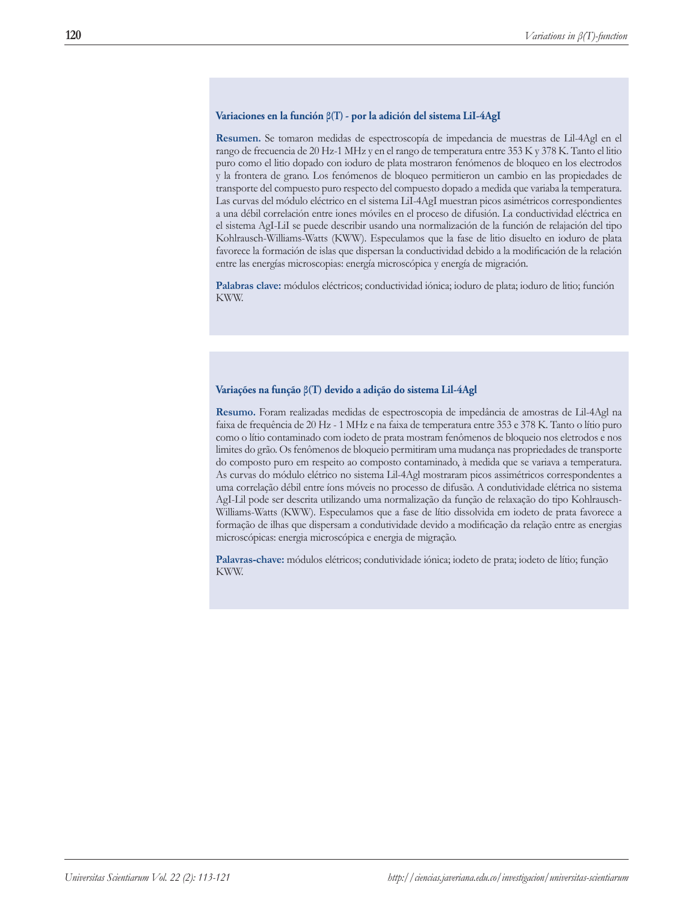### Variaciones en la función β(T) - por la adición del sistema LiI-4AgI

**Resumen.** Se tomaron medidas de espectroscopía de impedancia de muestras de Lil-4Agl en el rango de frecuencia de 20 Hz-1 MHz y en el rango de temperatura entre 353 K y 378 K. Tanto el litio puro como el litio dopado con ioduro de plata mostraron fenómenos de bloqueo en los electrodos y la frontera de grano. Los fenómenos de bloqueo permitieron un cambio en las propiedades de transporte del compuesto puro respecto del compuesto dopado a medida que variaba la temperatura. Las curvas del módulo eléctrico en el sistema LiI-4AgI muestran picos asimétricos correspondientes a una débil correlación entre iones móviles en el proceso de difusión. La conductividad eléctrica en el sistema AgI-LiI se puede describir usando una normalización de la función de relajación del tipo Kohlrausch-Williams-Watts (KWW). Especulamos que la fase de litio disuelto en ioduro de plata favorece la formación de islas que dispersan la conductividad debido a la modificación de la relación entre las energías microscopias: energía microscópica y energía de migración.

**Palabras clave:** módulos eléctricos; conductividad iónica; ioduro de plata; ioduro de litio; función KWW.

### Variações na função β(T) devido a adição do sistema Lil-4Agl

**Resumo.** Foram realizadas medidas de espectroscopia de impedância de amostras de Lil-4Agl na faixa de frequência de 20 Hz - 1 MHz e na faixa de temperatura entre 353 e 378 K. Tanto o lítio puro como o lítio contaminado com iodeto de prata mostram fenômenos de bloqueio nos eletrodos e nos limites do grão. Os fenômenos de bloqueio permitiram uma mudança nas propriedades de transporte do composto puro em respeito ao composto contaminado, à medida que se variava a temperatura. As curvas do módulo elétrico no sistema Lil-4Agl mostraram picos assimétricos correspondentes a uma correlação débil entre íons móveis no processo de difusão. A condutividade elétrica no sistema AgI-Lil pode ser descrita utilizando uma normalização da função de relaxação do tipo Kohlrausch-Williams-Watts (KWW). Especulamos que a fase de lítio dissolvida em iodeto de prata favorece a formação de ilhas que dispersam a condutividade devido a modificação da relação entre as energias microscópicas: energia microscópica e energia de migração.

**Palavras-chave:** módulos elétricos; condutividade iónica; iodeto de prata; iodeto de lítio; função KWW.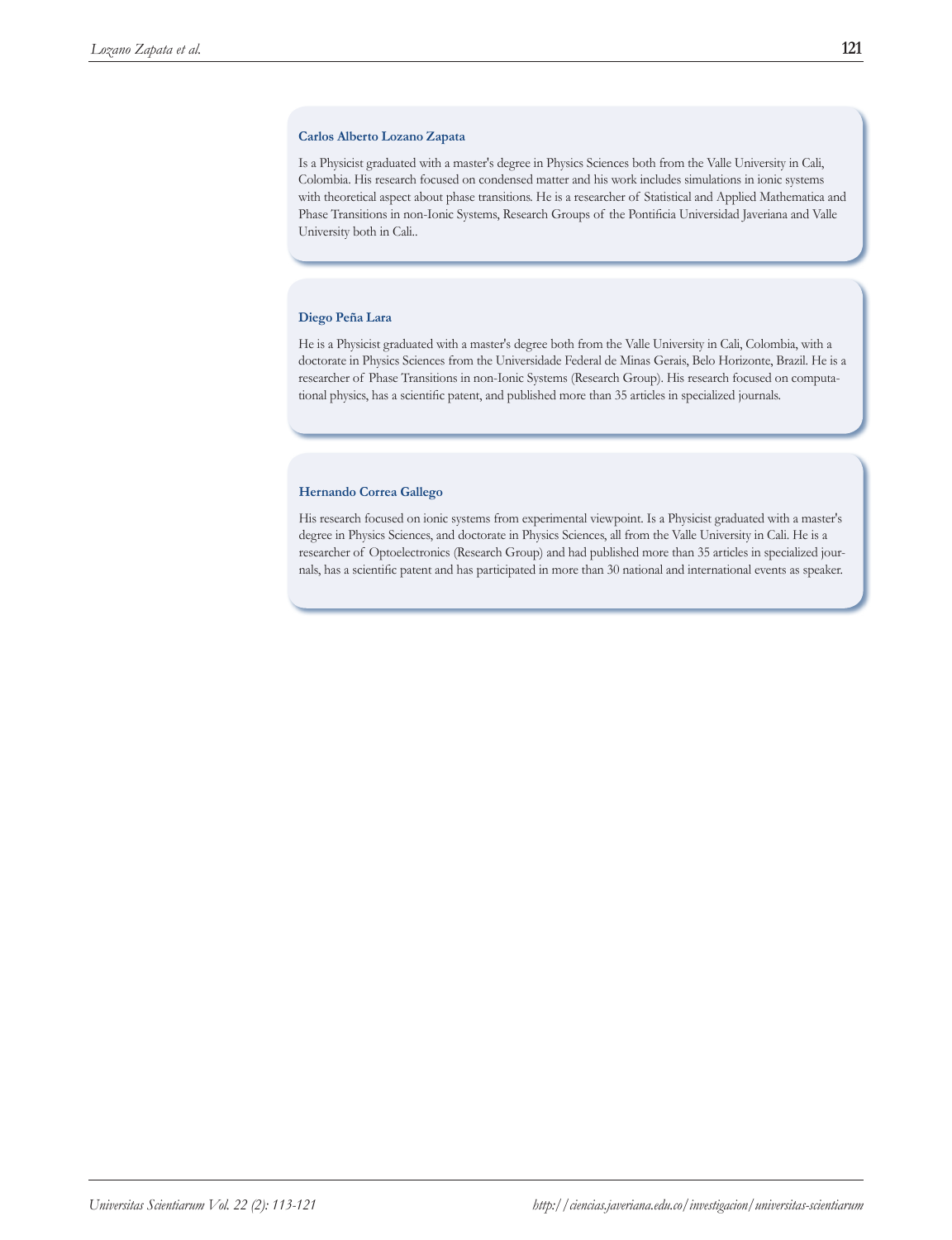**Carlos Alberto Lozano Zapata**

Is a Physicist graduated with a master's degree in Physics Sciences both from the Valle University in Cali, Colombia. His research focused on condensed matter and his work includes simulations in ionic systems with theoretical aspect about phase transitions. He is a researcher of Statistical and Applied Mathematica and Phase Transitions in non-Ionic Systems, Research Groups of the Pontificia Universidad Javeriana and Valle University both in Cali..

**Diego Peña Lara**

He is a Physicist graduated with a master's degree both from the Valle University in Cali, Colombia, with a doctorate in Physics Sciences from the Universidade Federal de Minas Gerais, Belo Horizonte, Brazil. He is a researcher of Phase Transitions in non-Ionic Systems (Research Group). His research focused on computational physics, has a scientific patent, and published more than 35 articles in specialized journals.

**Hernando Correa Gallego**

His research focused on ionic systems from experimental viewpoint. Is a Physicist graduated with a master's degree in Physics Sciences, and doctorate in Physics Sciences, all from the Valle University in Cali. He is a researcher of Optoelectronics (Research Group) and had published more than 35 articles in specialized journals, has a scientific patent and has participated in more than 30 national and international events as speaker.